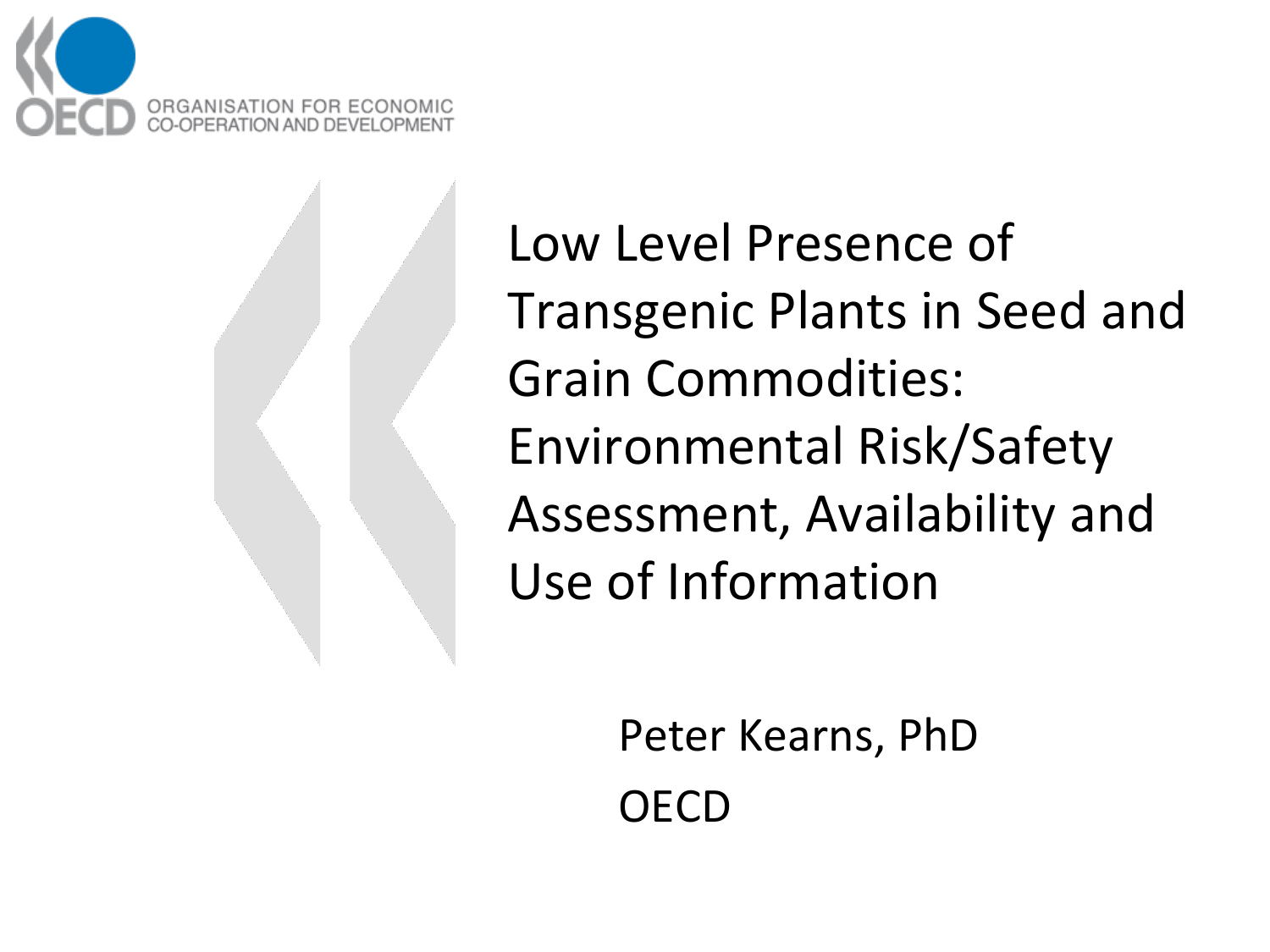# Low Level Presence of Transgenic Plants in Seed and Grain Commodities: Environmental Risk/Safety Assessment, Availability and Use of Information

Peter Kearns, PhD

OECD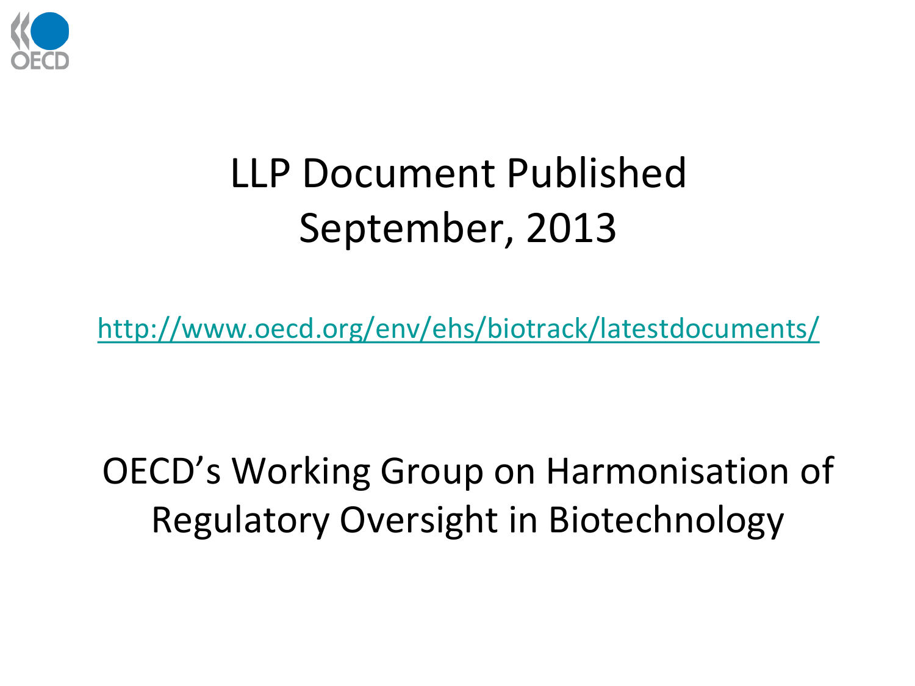# LLP Document Published September, 2013

http://www.oecd.org/env/ehs/biotrack/latestdocuments/

OECD's Working Group on Harmonisation of Regulatory Oversight in Biotechnology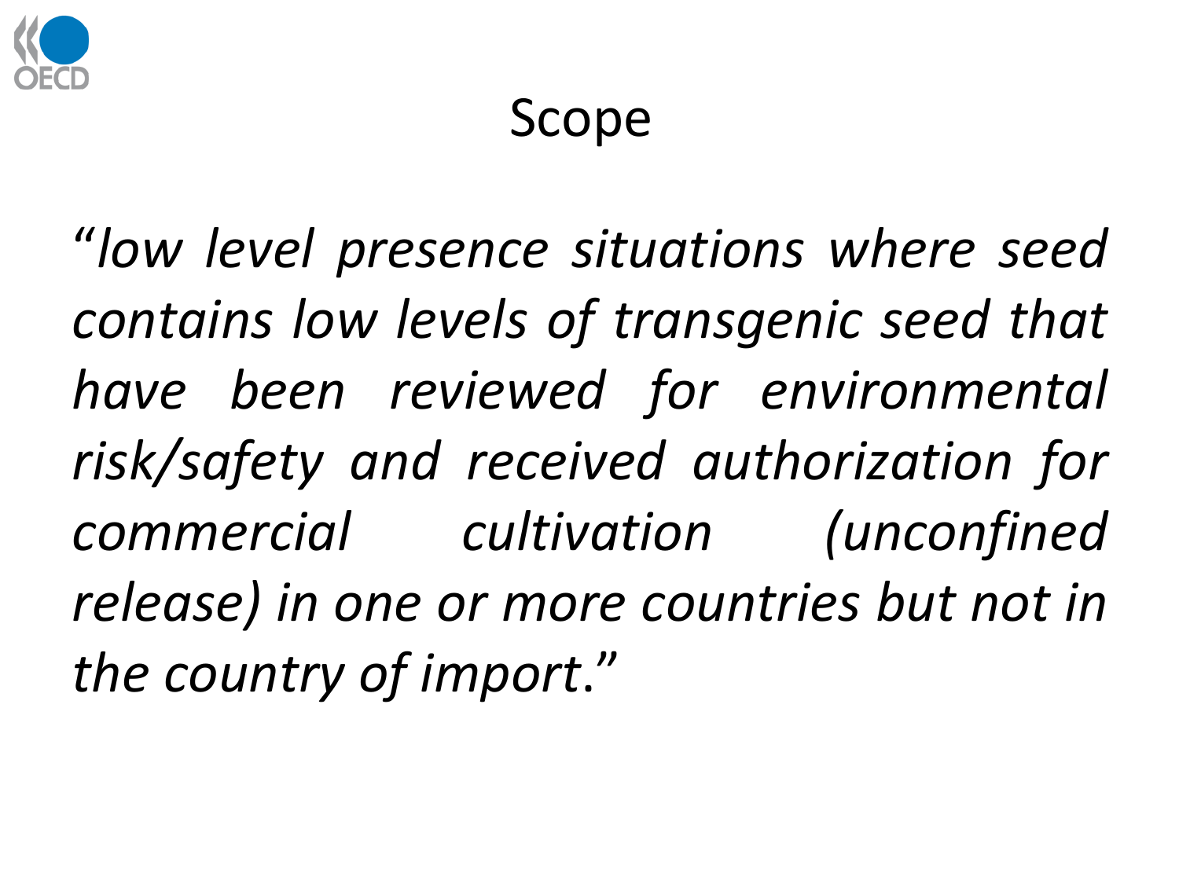# Scope

*"low level presence situations where seed contains low levels of transgenic seed that have been reviewed for environmental risk/safety and received authorization for commercial cultivation (unconfined release) in one or more countries but not in the country of import."*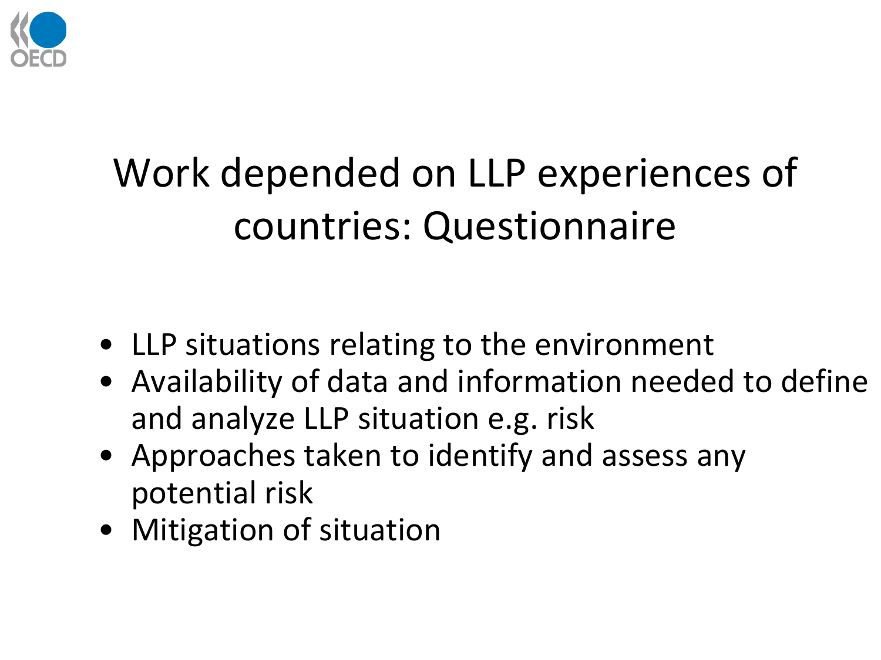# Work depended on LLP experiences of countries: Questionnaire

- LLP situations relating to the environment
- Availability of data and information needed to define and analyze LLP situation e.g. risk
- Approaches taken to identify and assess any potential risk
- Mitigation of situation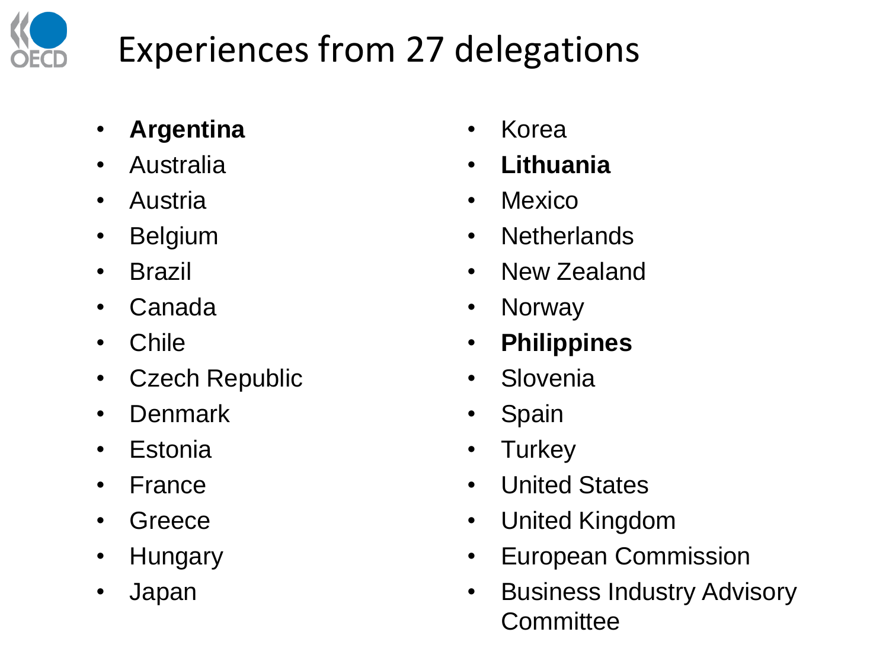# Experiences from 27 delegations

- **Argentina**
- Australia
- Austria
- Belgium
- Brazil
- Canada
- Chile
- Czech Republic
- Denmark
- Estonia
- France
- Greece
- Hungary
- Japan
- Korea
- **Lithuania**
- Mexico
- Netherlands
- New Zealand
- Norway
- **Philippines**
- Slovenia
- Spain
- Turkey
- United States
- United Kingdom
- European Commission
- Business Industry Advisory Committee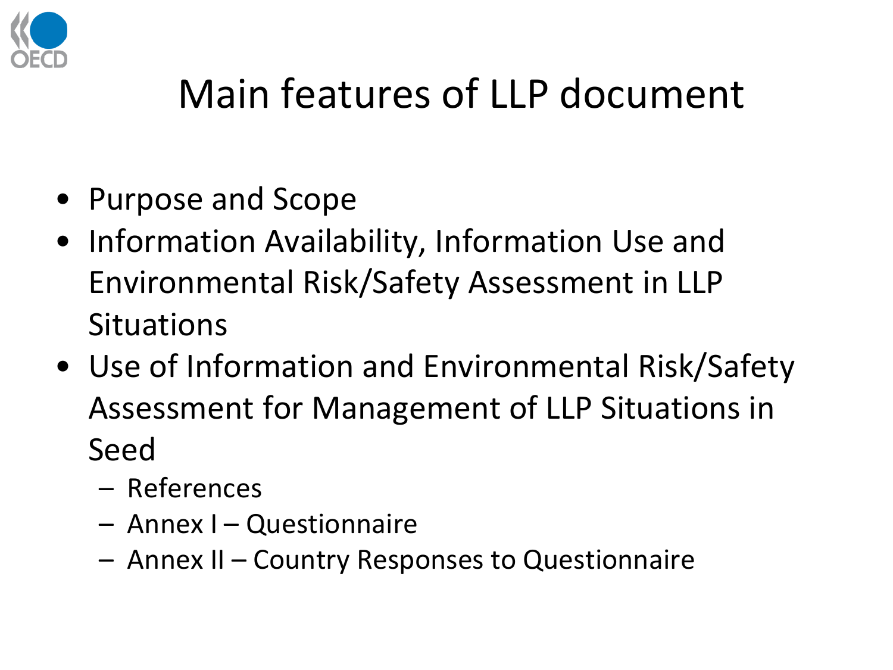# Main features of LLP document

- Purpose and Scope
- Information Availability, Information Use and Environmental Risk/Safety Assessment in LLP Situations
- Use of Information and Environmental Risk/Safety Assessment for Management of LLP Situations in Seed
  - References
  - Annex I – Questionnaire
  - Annex II – Country Responses to Questionnaire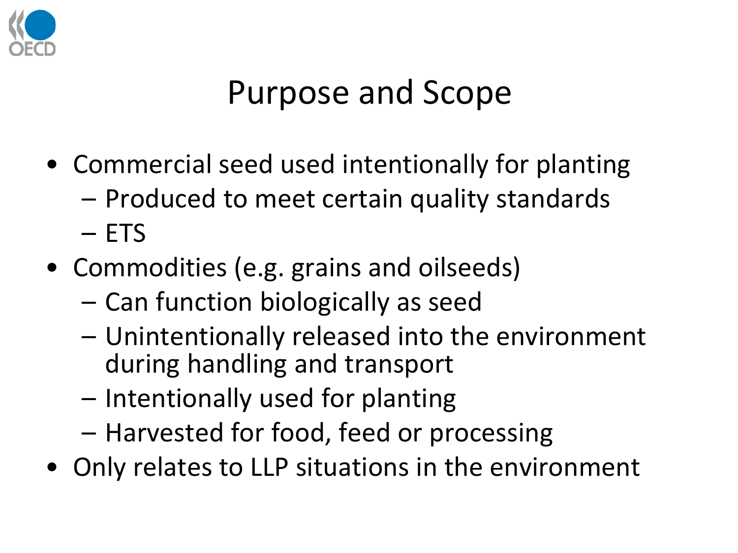# Purpose and Scope

- Commercial seed used intentionally for planting
  - Produced to meet certain quality standards
  - ETS
- Commodities (e.g. grains and oilseeds)
  - Can function biologically as seed
  - Unintentionally released into the environment during handling and transport
  - Intentionally used for planting
  - Harvested for food, feed or processing
- Only relates to LLP situations in the environment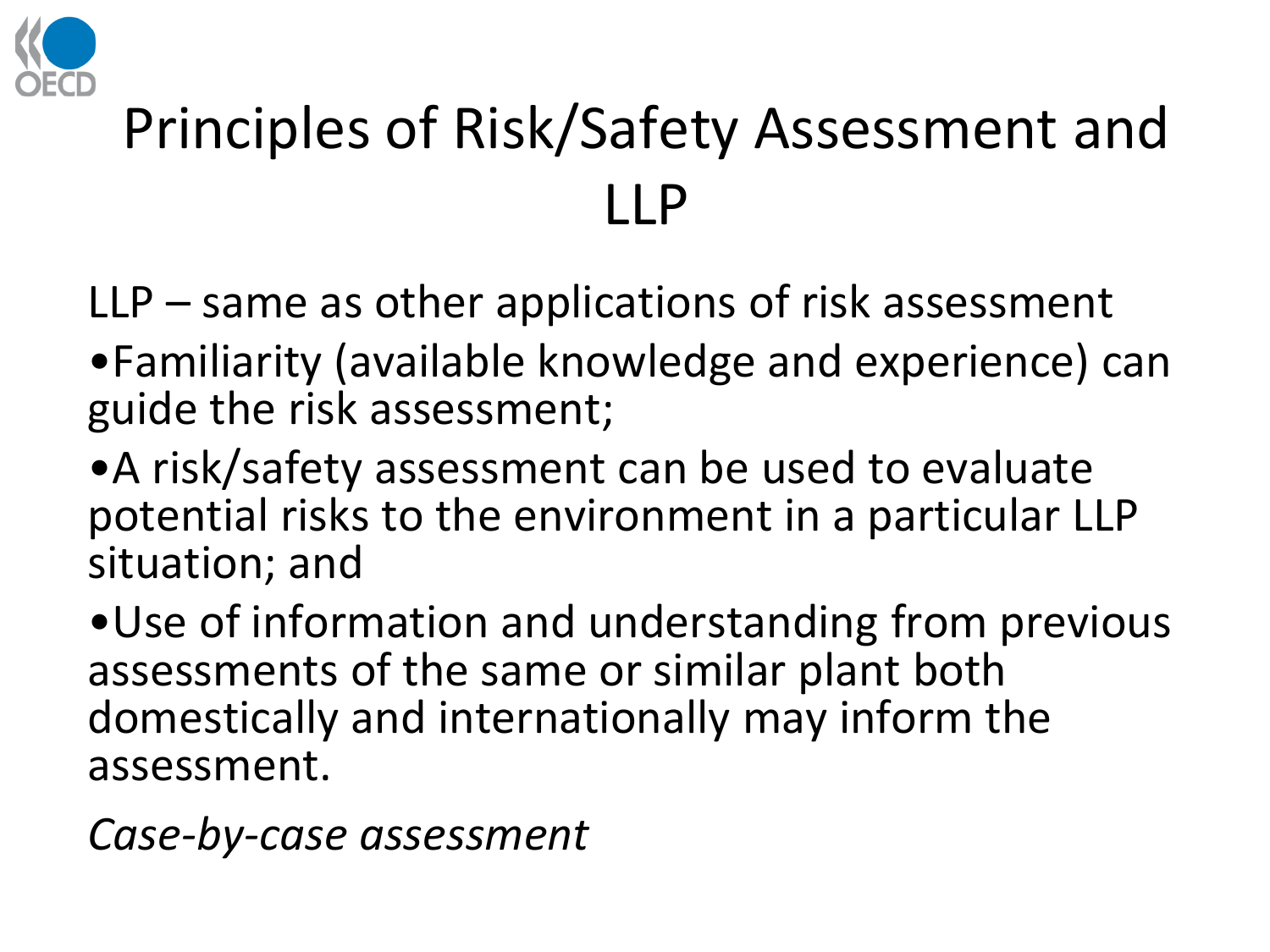# Principles of Risk/Safety Assessment and LLP

LLP – same as other applications of risk assessment

- Familiarity (available knowledge and experience) can guide the risk assessment;
- A risk/safety assessment can be used to evaluate potential risks to the environment in a particular LLP situation; and
- Use of information and understanding from previous assessments of the same or similar plant both domestically and internationally may inform the assessment.

*Case-by-case assessment*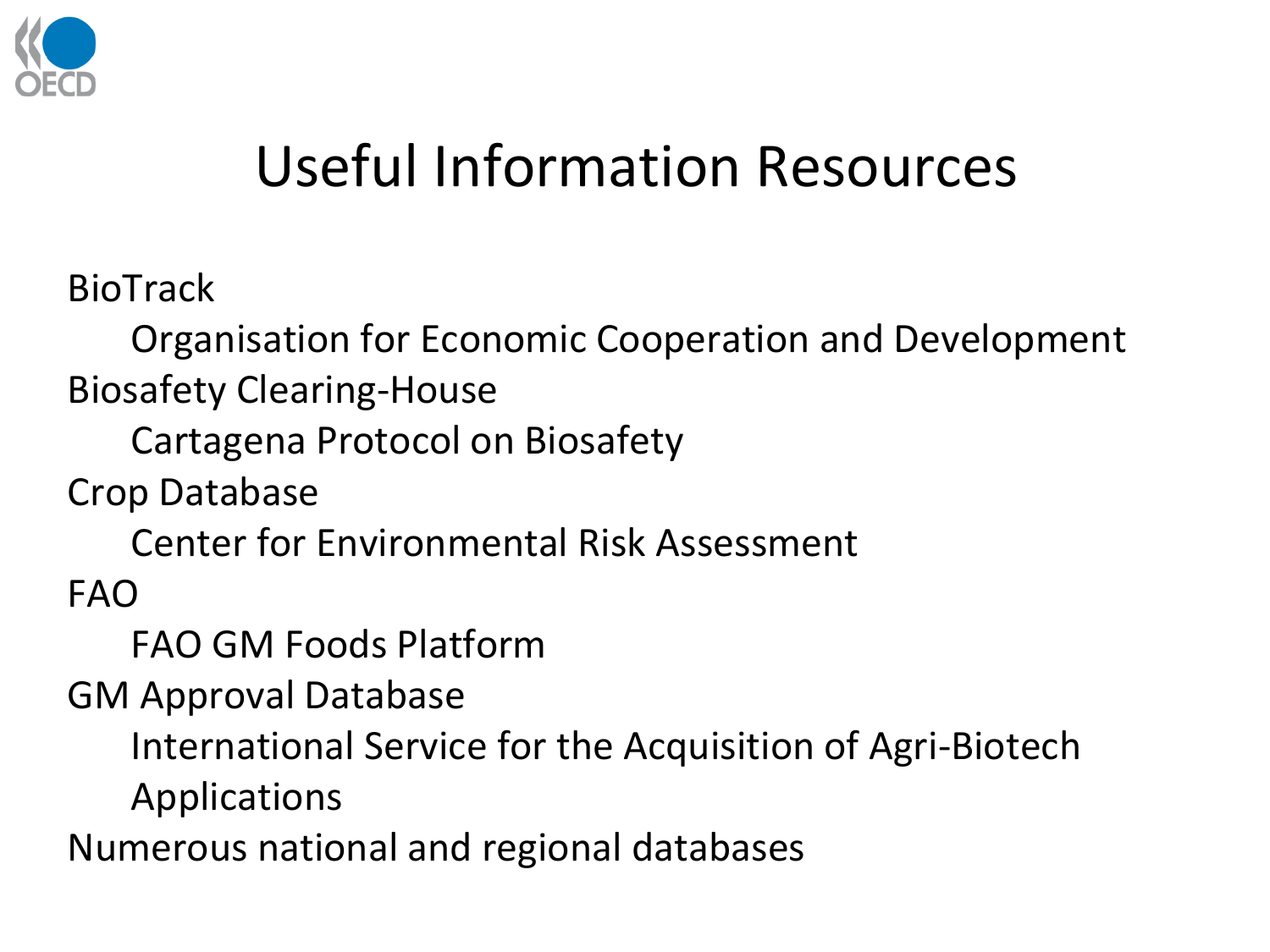# Useful Information Resources

- BioTrack
  - Organisation for Economic Cooperation and Development
- Biosafety Clearing-House
  - Cartagena Protocol on Biosafety
- Crop Database
  - Center for Environmental Risk Assessment
- FAO
  - FAO GM Foods Platform
- GM Approval Database
  - International Service for the Acquisition of Agri-Biotech Applications
- Numerous national and regional databases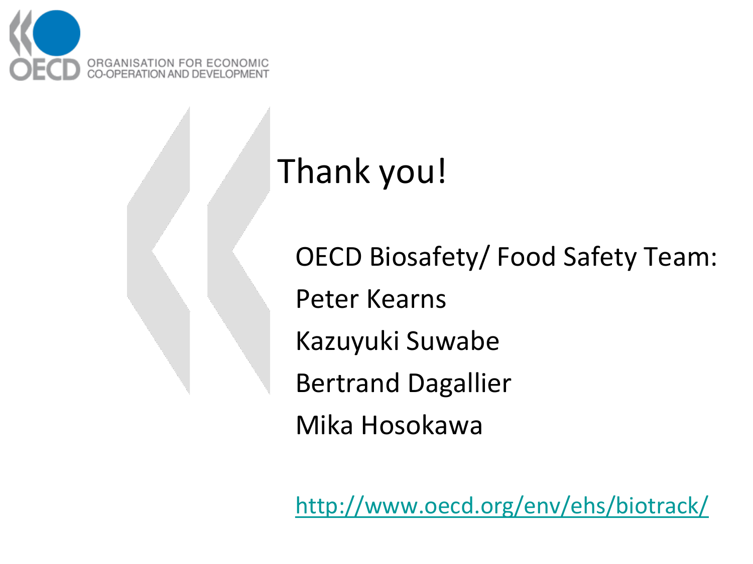# Thank you!

OECD Biosafety/ Food Safety Team:

Peter Kearns

Kazuyuki Suwabe

Bertrand Dagallier

Mika Hosokawa

http://www.oecd.org/env/ehs/biotrack/